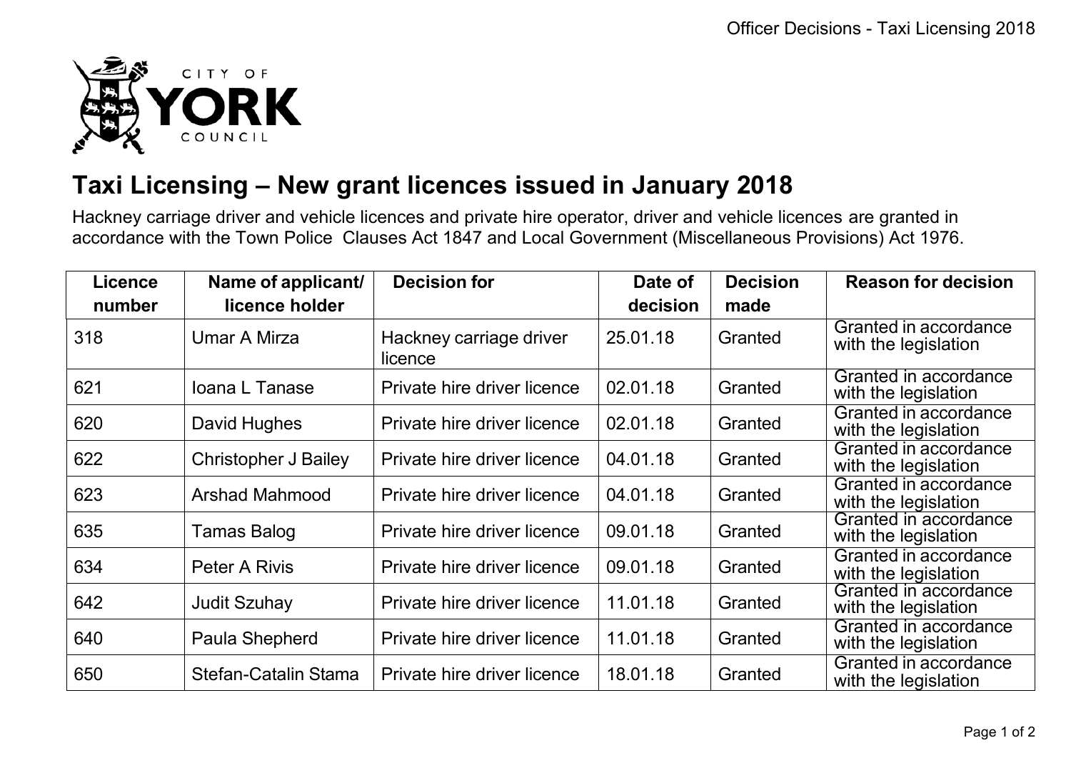# Taxi Licensing – New grant licences issued in January 2018

Hackney carriage driver and vehicle licences and private hire operator, driver and vehicle licences are granted in accordance with the Town Police Clauses Act 1847 and Local Government (Miscellaneous Provisions) Act 1976.

| Licence number | Name of applicant/ licence holder | Decision for | Date of decision | Decision made | Reason for decision |
|---|---|---|---|---|---|
| 318 | Umar A Mirza | Hackney carriage driver licence | 25.01.18 | Granted | Granted in accordance with the legislation |
| 621 | Ioana L Tanase | Private hire driver licence | 02.01.18 | Granted | Granted in accordance with the legislation |
| 620 | David Hughes | Private hire driver licence | 02.01.18 | Granted | Granted in accordance with the legislation |
| 622 | Christopher J Bailey | Private hire driver licence | 04.01.18 | Granted | Granted in accordance with the legislation |
| 623 | Arshad Mahmood | Private hire driver licence | 04.01.18 | Granted | Granted in accordance with the legislation |
| 635 | Tamas Balog | Private hire driver licence | 09.01.18 | Granted | Granted in accordance with the legislation |
| 634 | Peter A Rivis | Private hire driver licence | 09.01.18 | Granted | Granted in accordance with the legislation |
| 642 | Judit Szuhay | Private hire driver licence | 11.01.18 | Granted | Granted in accordance with the legislation |
| 640 | Paula Shepherd | Private hire driver licence | 11.01.18 | Granted | Granted in accordance with the legislation |
| 650 | Stefan-Catalin Stama | Private hire driver licence | 18.01.18 | Granted | Granted in accordance with the legislation |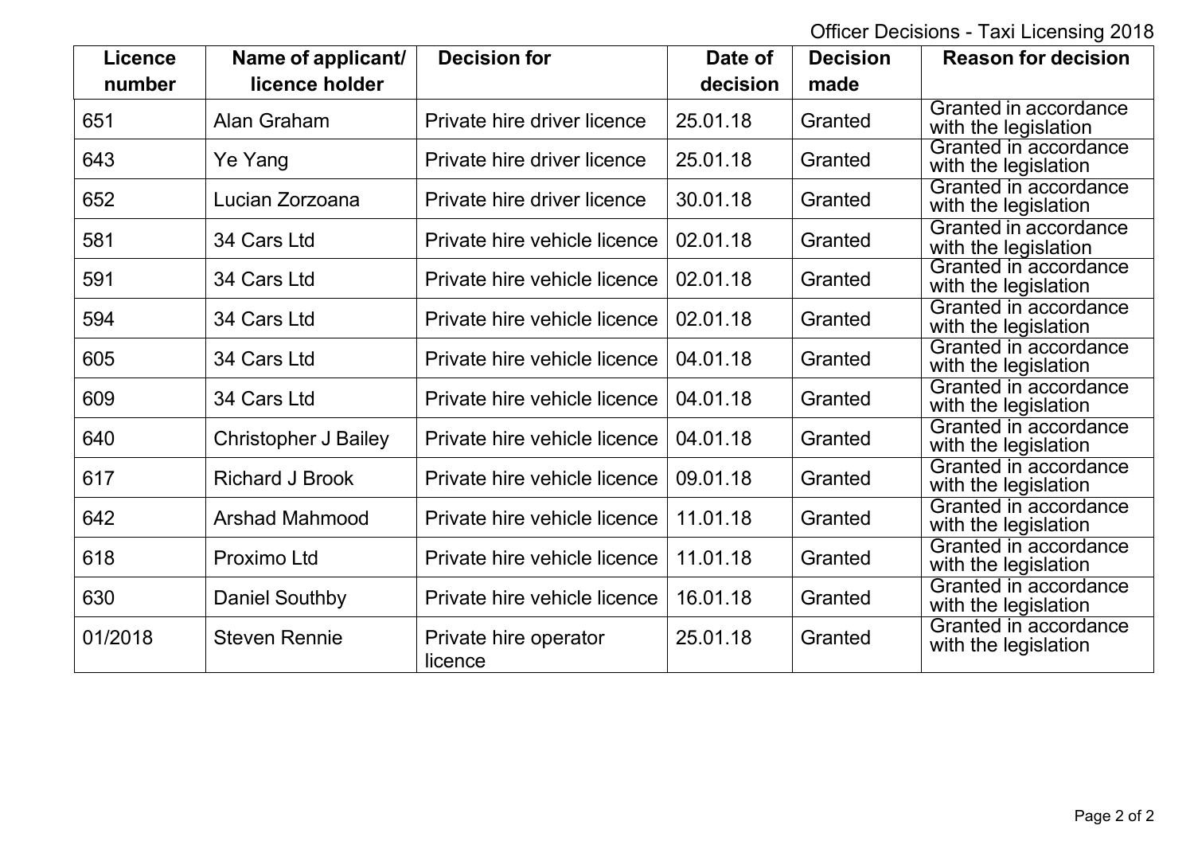| Licence number | Name of applicant/ licence holder | Decision for | Date of decision | Decision made | Reason for decision |
|---|---|---|---|---|---|
| 651 | Alan Graham | Private hire driver licence | 25.01.18 | Granted | Granted in accordance with the legislation |
| 643 | Ye Yang | Private hire driver licence | 25.01.18 | Granted | Granted in accordance with the legislation |
| 652 | Lucian Zorzoana | Private hire driver licence | 30.01.18 | Granted | Granted in accordance with the legislation |
| 581 | 34 Cars Ltd | Private hire vehicle licence | 02.01.18 | Granted | Granted in accordance with the legislation |
| 591 | 34 Cars Ltd | Private hire vehicle licence | 02.01.18 | Granted | Granted in accordance with the legislation |
| 594 | 34 Cars Ltd | Private hire vehicle licence | 02.01.18 | Granted | Granted in accordance with the legislation |
| 605 | 34 Cars Ltd | Private hire vehicle licence | 04.01.18 | Granted | Granted in accordance with the legislation |
| 609 | 34 Cars Ltd | Private hire vehicle licence | 04.01.18 | Granted | Granted in accordance with the legislation |
| 640 | Christopher J Bailey | Private hire vehicle licence | 04.01.18 | Granted | Granted in accordance with the legislation |
| 617 | Richard J Brook | Private hire vehicle licence | 09.01.18 | Granted | Granted in accordance with the legislation |
| 642 | Arshad Mahmood | Private hire vehicle licence | 11.01.18 | Granted | Granted in accordance with the legislation |
| 618 | Proximo Ltd | Private hire vehicle licence | 11.01.18 | Granted | Granted in accordance with the legislation |
| 630 | Daniel Southby | Private hire vehicle licence | 16.01.18 | Granted | Granted in accordance with the legislation |
| 01/2018 | Steven Rennie | Private hire operator licence | 25.01.18 | Granted | Granted in accordance with the legislation |